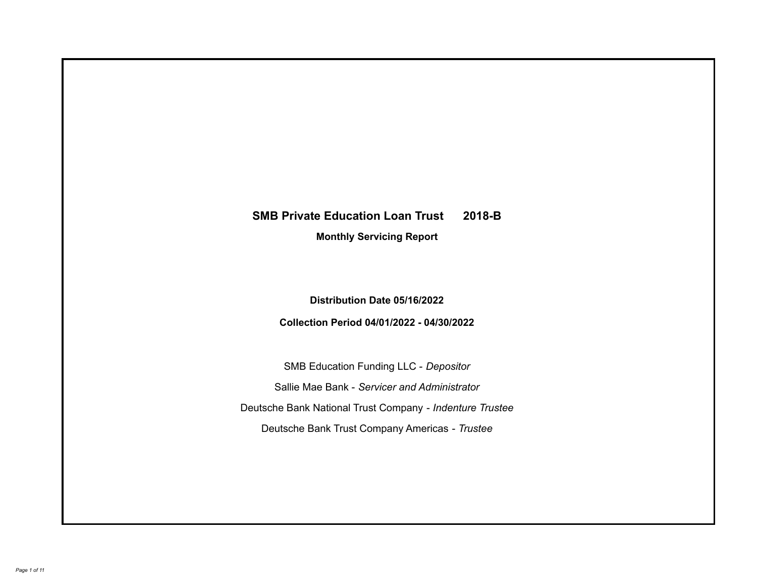# SMB Private Education Loan Trust 2018-B

## Monthly Servicing Report

**Distribution Date 05/16/2022**

**Collection Period 04/01/2022 - 04/30/2022**

SMB Education Funding LLC - *Depositor*

Sallie Mae Bank - *Servicer and Administrator*

Deutsche Bank National Trust Company - *Indenture Trustee*

Deutsche Bank Trust Company Americas - *Trustee*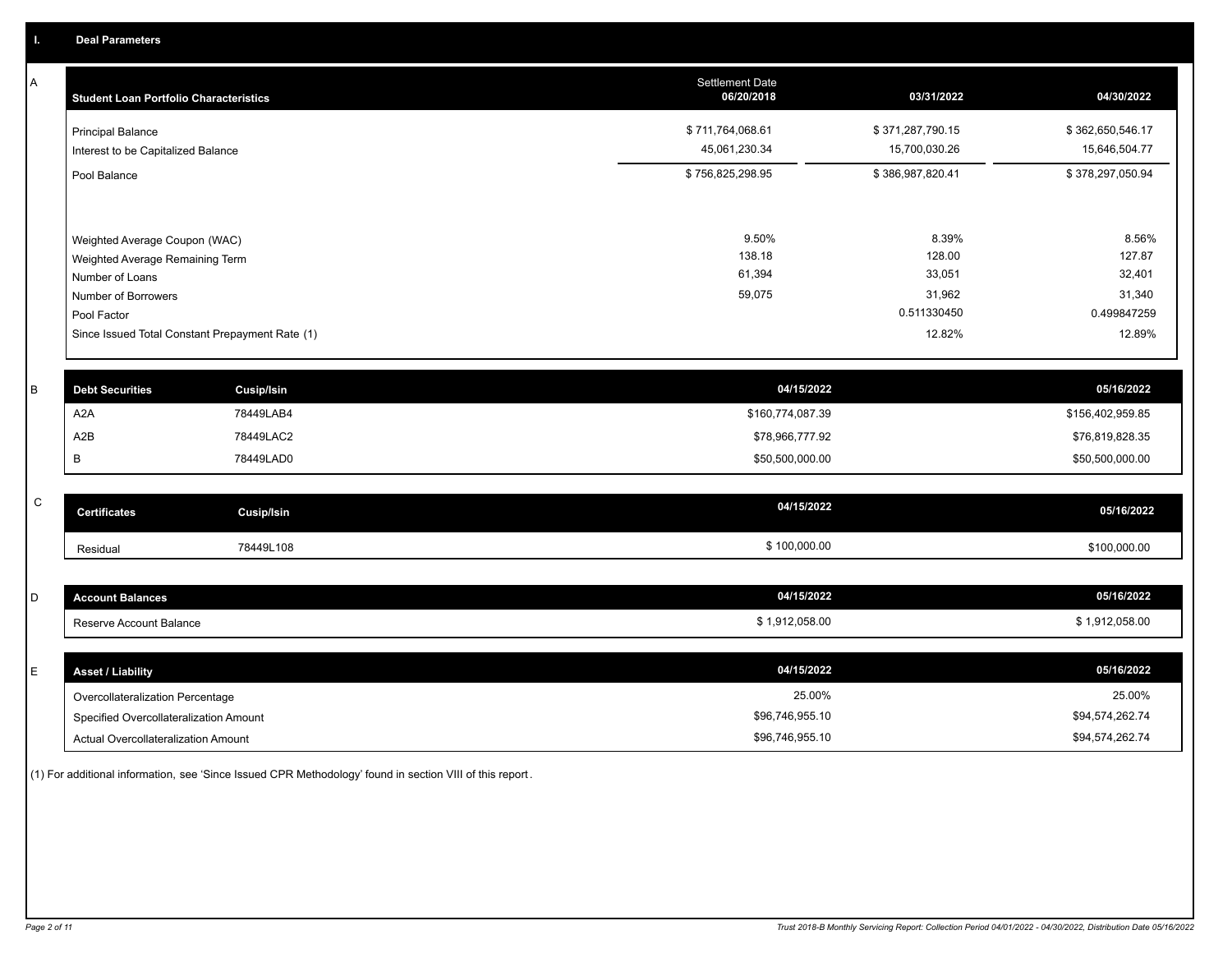# I. Deal Parameters

## A

| Student Loan Portfolio Characteristics | Settlement Date 06/20/2018 | 03/31/2022 | 04/30/2022 |
|---|---|---|---|
| Principal Balance | $ 711,764,068.61 | $ 371,287,790.15 | $ 362,650,546.17 |
| Interest to be Capitalized Balance | 45,061,230.34 | 15,700,030.26 | 15,646,504.77 |
| Pool Balance | $ 756,825,298.95 | $ 386,987,820.41 | $ 378,297,050.94 |
| Weighted Average Coupon (WAC) | 9.50% | 8.39% | 8.56% |
| Weighted Average Remaining Term | 138.18 | 128.00 | 127.87 |
| Number of Loans | 61,394 | 33,051 | 32,401 |
| Number of Borrowers | 59,075 | 31,962 | 31,340 |
| Pool Factor | | 0.511330450 | 0.499847259 |
| Since Issued Total Constant Prepayment Rate (1) | | 12.82% | 12.89% |

## B

| Debt Securities | Cusip/Isin | 04/15/2022 | 05/16/2022 |
|---|---|---|---|
| A2A | 78449LAB4 | $160,774,087.39 | $156,402,959.85 |
| A2B | 78449LAC2 | $78,966,777.92 | $76,819,828.35 |
| B | 78449LAD0 | $50,500,000.00 | $50,500,000.00 |

## C

| Certificates | Cusip/Isin | 04/15/2022 | 05/16/2022 |
|---|---|---|---|
| Residual | 78449L108 | $ 100,000.00 | $100,000.00 |

## D

| Account Balances | 04/15/2022 | 05/16/2022 |
|---|---|---|
| Reserve Account Balance | $ 1,912,058.00 | $ 1,912,058.00 |

## E

| Asset / Liability | 04/15/2022 | 05/16/2022 |
|---|---|---|
| Overcollateralization Percentage | 25.00% | 25.00% |
| Specified Overcollateralization Amount | $96,746,955.10 | $94,574,262.74 |
| Actual Overcollateralization Amount | $96,746,955.10 | $94,574,262.74 |

(1) For additional information, see 'Since Issued CPR Methodology' found in section VIII of this report.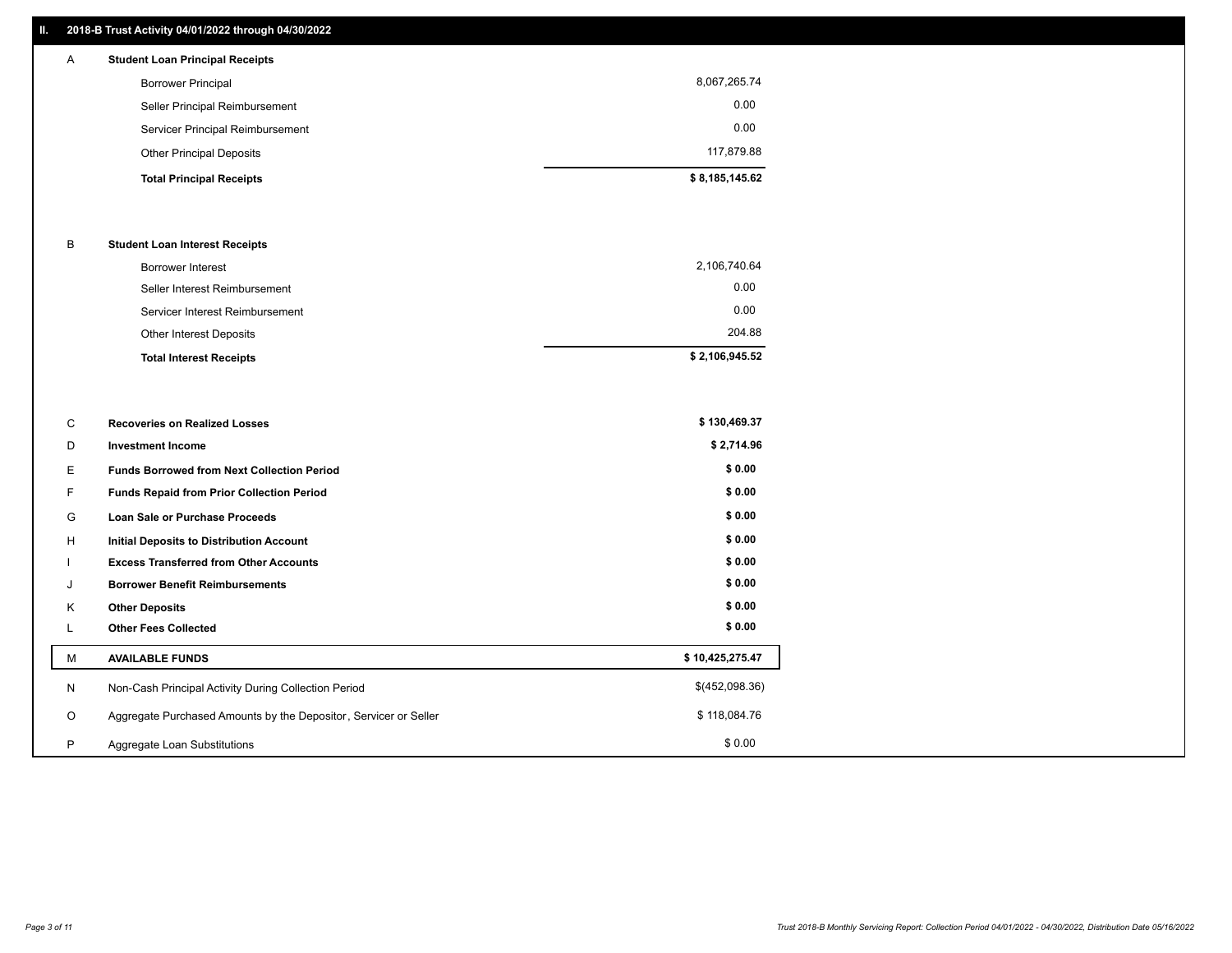## II. 2018-B Trust Activity 04/01/2022 through 04/30/2022

| | | |
|---|---|---|
| A | **Student Loan Principal Receipts** | |
| | Borrower Principal | 8,067,265.74 |
| | Seller Principal Reimbursement | 0.00 |
| | Servicer Principal Reimbursement | 0.00 |
| | Other Principal Deposits | 117,879.88 |
| | **Total Principal Receipts** | **$ 8,185,145.62** |
| B | **Student Loan Interest Receipts** | |
| | Borrower Interest | 2,106,740.64 |
| | Seller Interest Reimbursement | 0.00 |
| | Servicer Interest Reimbursement | 0.00 |
| | Other Interest Deposits | 204.88 |
| | **Total Interest Receipts** | **$ 2,106,945.52** |
| C | **Recoveries on Realized Losses** | **$ 130,469.37** |
| D | **Investment Income** | **$ 2,714.96** |
| E | **Funds Borrowed from Next Collection Period** | **$ 0.00** |
| F | **Funds Repaid from Prior Collection Period** | **$ 0.00** |
| G | **Loan Sale or Purchase Proceeds** | **$ 0.00** |
| H | **Initial Deposits to Distribution Account** | **$ 0.00** |
| I | **Excess Transferred from Other Accounts** | **$ 0.00** |
| J | **Borrower Benefit Reimbursements** | **$ 0.00** |
| K | **Other Deposits** | **$ 0.00** |
| L | **Other Fees Collected** | **$ 0.00** |
| M | **AVAILABLE FUNDS** | **$ 10,425,275.47** |
| N | Non-Cash Principal Activity During Collection Period | $(452,098.36) |
| O | Aggregate Purchased Amounts by the Depositor, Servicer or Seller | $ 118,084.76 |
| P | Aggregate Loan Substitutions | $ 0.00 |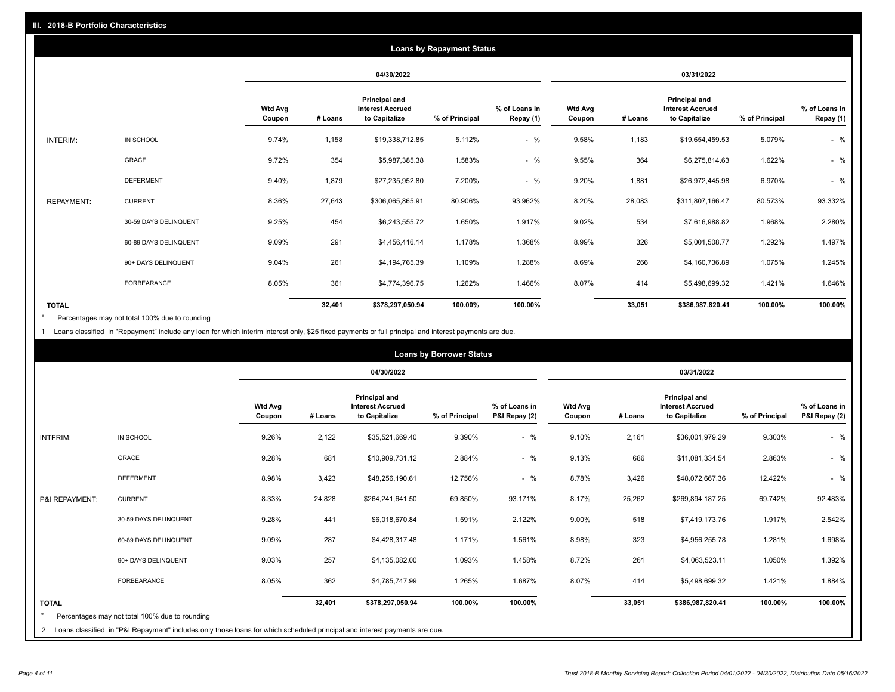## III. 2018-B Portfolio Characteristics

### Loans by Repayment Status

| | | 04/30/2022 | | | | | 03/31/2022 | | | | |
|---|---|---|---|---|---|---|---|---|---|---|---|
| | | Wtd Avg Coupon | # Loans | Principal and Interest Accrued to Capitalize | % of Principal | % of Loans in Repay (1) | Wtd Avg Coupon | # Loans | Principal and Interest Accrued to Capitalize | % of Principal | % of Loans in Repay (1) |
| INTERIM: | IN SCHOOL | 9.74% | 1,158 | $19,338,712.85 | 5.112% | - % | 9.58% | 1,183 | $19,654,459.53 | 5.079% | - % |
| | GRACE | 9.72% | 354 | $5,987,385.38 | 1.583% | - % | 9.55% | 364 | $6,275,814.63 | 1.622% | - % |
| | DEFERMENT | 9.40% | 1,879 | $27,235,952.80 | 7.200% | - % | 9.20% | 1,881 | $26,972,445.98 | 6.970% | - % |
| REPAYMENT: | CURRENT | 8.36% | 27,643 | $306,065,865.91 | 80.906% | 93.962% | 8.20% | 28,083 | $311,807,166.47 | 80.573% | 93.332% |
| | 30-59 DAYS DELINQUENT | 9.25% | 454 | $6,243,555.72 | 1.650% | 1.917% | 9.02% | 534 | $7,616,988.82 | 1.968% | 2.280% |
| | 60-89 DAYS DELINQUENT | 9.09% | 291 | $4,456,416.14 | 1.178% | 1.368% | 8.99% | 326 | $5,001,508.77 | 1.292% | 1.497% |
| | 90+ DAYS DELINQUENT | 9.04% | 261 | $4,194,765.39 | 1.109% | 1.288% | 8.69% | 266 | $4,160,736.89 | 1.075% | 1.245% |
| | FORBEARANCE | 8.05% | 361 | $4,774,396.75 | 1.262% | 1.466% | 8.07% | 414 | $5,498,699.32 | 1.421% | 1.646% |
| TOTAL | | | 32,401 | $378,297,050.94 | 100.00% | 100.00% | | 33,051 | $386,987,820.41 | 100.00% | 100.00% |

\* Percentages may not total 100% due to rounding

1 Loans classified in "Repayment" include any loan for which interim interest only, $25 fixed payments or full principal and interest payments are due.

### Loans by Borrower Status

| | | 04/30/2022 | | | | | 03/31/2022 | | | | |
|---|---|---|---|---|---|---|---|---|---|---|---|
| | | Wtd Avg Coupon | # Loans | Principal and Interest Accrued to Capitalize | % of Principal | % of Loans in P&I Repay (2) | Wtd Avg Coupon | # Loans | Principal and Interest Accrued to Capitalize | % of Principal | % of Loans in P&I Repay (2) |
| INTERIM: | IN SCHOOL | 9.26% | 2,122 | $35,521,669.40 | 9.390% | - % | 9.10% | 2,161 | $36,001,979.29 | 9.303% | - % |
| | GRACE | 9.28% | 681 | $10,909,731.12 | 2.884% | - % | 9.13% | 686 | $11,081,334.54 | 2.863% | - % |
| | DEFERMENT | 8.98% | 3,423 | $48,256,190.61 | 12.756% | - % | 8.78% | 3,426 | $48,072,667.36 | 12.422% | - % |
| P&I REPAYMENT: | CURRENT | 8.33% | 24,828 | $264,241,641.50 | 69.850% | 93.171% | 8.17% | 25,262 | $269,894,187.25 | 69.742% | 92.483% |
| | 30-59 DAYS DELINQUENT | 9.28% | 441 | $6,018,670.84 | 1.591% | 2.122% | 9.00% | 518 | $7,419,173.76 | 1.917% | 2.542% |
| | 60-89 DAYS DELINQUENT | 9.09% | 287 | $4,428,317.48 | 1.171% | 1.561% | 8.98% | 323 | $4,956,255.78 | 1.281% | 1.698% |
| | 90+ DAYS DELINQUENT | 9.03% | 257 | $4,135,082.00 | 1.093% | 1.458% | 8.72% | 261 | $4,063,523.11 | 1.050% | 1.392% |
| | FORBEARANCE | 8.05% | 362 | $4,785,747.99 | 1.265% | 1.687% | 8.07% | 414 | $5,498,699.32 | 1.421% | 1.884% |
| TOTAL | | | 32,401 | $378,297,050.94 | 100.00% | 100.00% | | 33,051 | $386,987,820.41 | 100.00% | 100.00% |

\* Percentages may not total 100% due to rounding

2 Loans classified in "P&I Repayment" includes only those loans for which scheduled principal and interest payments are due.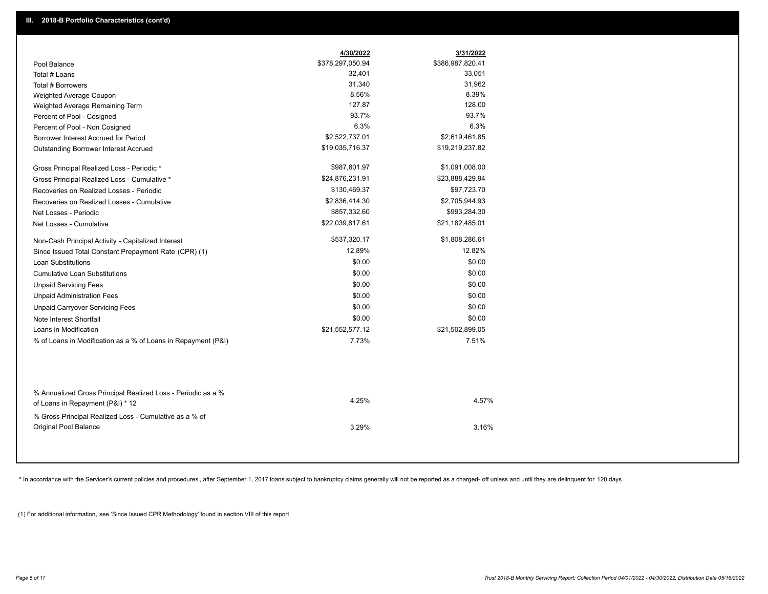## III. 2018-B Portfolio Characteristics (cont'd)

| | 4/30/2022 | 3/31/2022 |
|---|---|---|
| Pool Balance | $378,297,050.94 | $386,987,820.41 |
| Total # Loans | 32,401 | 33,051 |
| Total # Borrowers | 31,340 | 31,962 |
| Weighted Average Coupon | 8.56% | 8.39% |
| Weighted Average Remaining Term | 127.87 | 128.00 |
| Percent of Pool - Cosigned | 93.7% | 93.7% |
| Percent of Pool - Non Cosigned | 6.3% | 6.3% |
| Borrower Interest Accrued for Period | $2,522,737.01 | $2,619,461.85 |
| Outstanding Borrower Interest Accrued | $19,035,716.37 | $19,219,237.82 |
| Gross Principal Realized Loss - Periodic * | $987,801.97 | $1,091,008.00 |
| Gross Principal Realized Loss - Cumulative * | $24,876,231.91 | $23,888,429.94 |
| Recoveries on Realized Losses - Periodic | $130,469.37 | $97,723.70 |
| Recoveries on Realized Losses - Cumulative | $2,836,414.30 | $2,705,944.93 |
| Net Losses - Periodic | $857,332.60 | $993,284.30 |
| Net Losses - Cumulative | $22,039,817.61 | $21,182,485.01 |
| Non-Cash Principal Activity - Capitalized Interest | $537,320.17 | $1,808,286.61 |
| Since Issued Total Constant Prepayment Rate (CPR) (1) | 12.89% | 12.82% |
| Loan Substitutions | $0.00 | $0.00 |
| Cumulative Loan Substitutions | $0.00 | $0.00 |
| Unpaid Servicing Fees | $0.00 | $0.00 |
| Unpaid Administration Fees | $0.00 | $0.00 |
| Unpaid Carryover Servicing Fees | $0.00 | $0.00 |
| Note Interest Shortfall | $0.00 | $0.00 |
| Loans in Modification | $21,552,577.12 | $21,502,899.05 |
| % of Loans in Modification as a % of Loans in Repayment (P&I) | 7.73% | 7.51% |
| % Annualized Gross Principal Realized Loss - Periodic as a % of Loans in Repayment (P&I) * 12 | 4.25% | 4.57% |
| % Gross Principal Realized Loss - Cumulative as a % of Original Pool Balance | 3.29% | 3.16% |

* In accordance with the Servicer's current policies and procedures , after September 1, 2017 loans subject to bankruptcy claims generally will not be reported as a charged- off unless and until they are delinquent for 120 days.

(1) For additional information, see 'Since Issued CPR Methodology' found in section VIII of this report .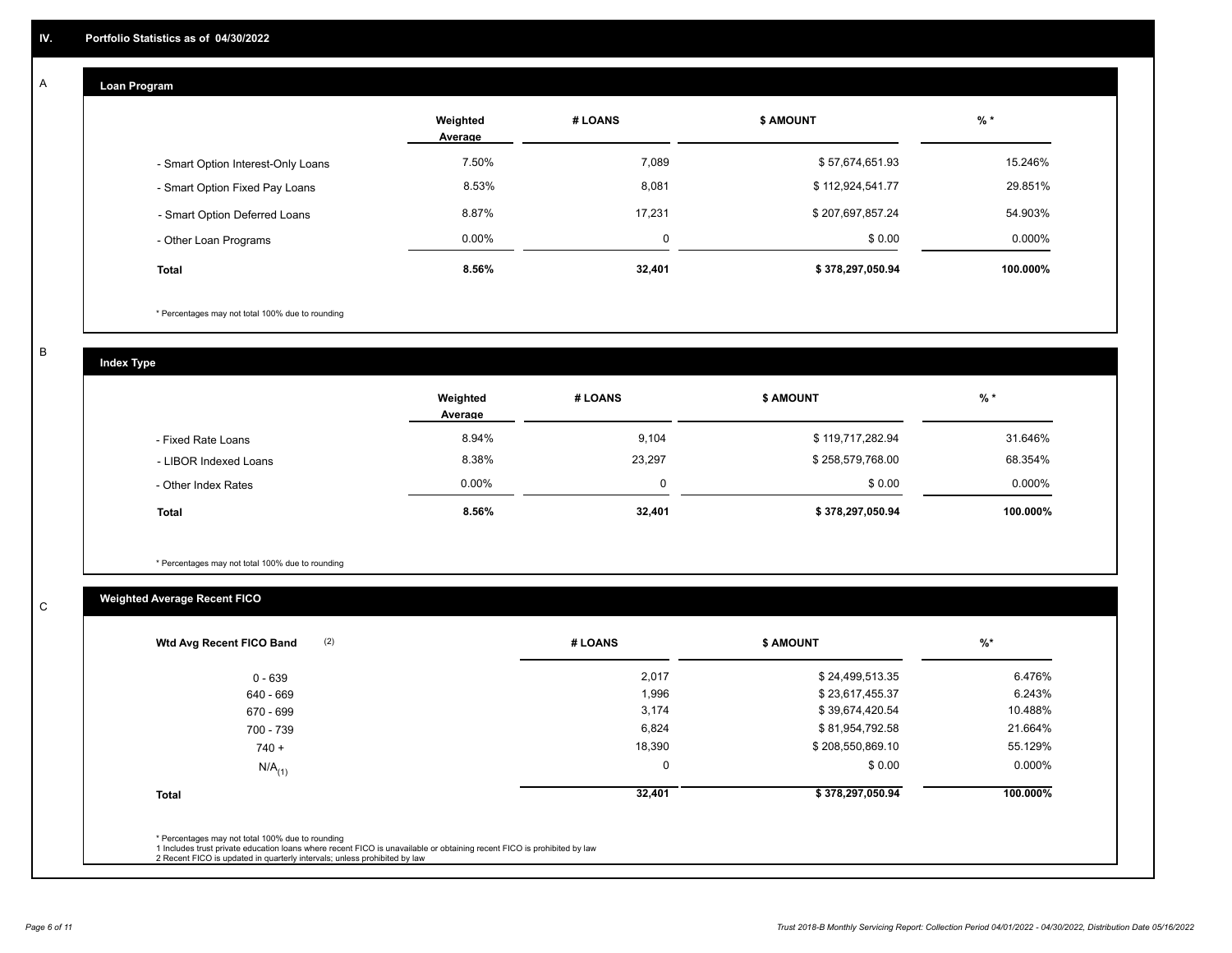## IV. Portfolio Statistics as of 04/30/2022

### A — Loan Program

| | Weighted Average | # LOANS | $ AMOUNT | % * |
|---|---|---|---|---|
| - Smart Option Interest-Only Loans | 7.50% | 7,089 | $ 57,674,651.93 | 15.246% |
| - Smart Option Fixed Pay Loans | 8.53% | 8,081 | $ 112,924,541.77 | 29.851% |
| - Smart Option Deferred Loans | 8.87% | 17,231 | $ 207,697,857.24 | 54.903% |
| - Other Loan Programs | 0.00% | 0 | $ 0.00 | 0.000% |
| **Total** | **8.56%** | **32,401** | **$ 378,297,050.94** | **100.000%** |

\* Percentages may not total 100% due to rounding

### B — Index Type

| | Weighted Average | # LOANS | $ AMOUNT | % * |
|---|---|---|---|---|
| - Fixed Rate Loans | 8.94% | 9,104 | $ 119,717,282.94 | 31.646% |
| - LIBOR Indexed Loans | 8.38% | 23,297 | $ 258,579,768.00 | 68.354% |
| - Other Index Rates | 0.00% | 0 | $ 0.00 | 0.000% |
| **Total** | **8.56%** | **32,401** | **$ 378,297,050.94** | **100.000%** |

\* Percentages may not total 100% due to rounding

### C — Weighted Average Recent FICO

| Wtd Avg Recent FICO Band (2) | # LOANS | $ AMOUNT | %* |
|---|---|---|---|
| 0 - 639 | 2,017 | $ 24,499,513.35 | 6.476% |
| 640 - 669 | 1,996 | $ 23,617,455.37 | 6.243% |
| 670 - 699 | 3,174 | $ 39,674,420.54 | 10.488% |
| 700 - 739 | 6,824 | $ 81,954,792.58 | 21.664% |
| 740 + | 18,390 | $ 208,550,869.10 | 55.129% |
| N/A(1) | 0 | $ 0.00 | 0.000% |
| **Total** | **32,401** | **$ 378,297,050.94** | **100.000%** |

\* Percentages may not total 100% due to rounding
1 Includes trust private education loans where recent FICO is unavailable or obtaining recent FICO is prohibited by law
2 Recent FICO is updated in quarterly intervals; unless prohibited by law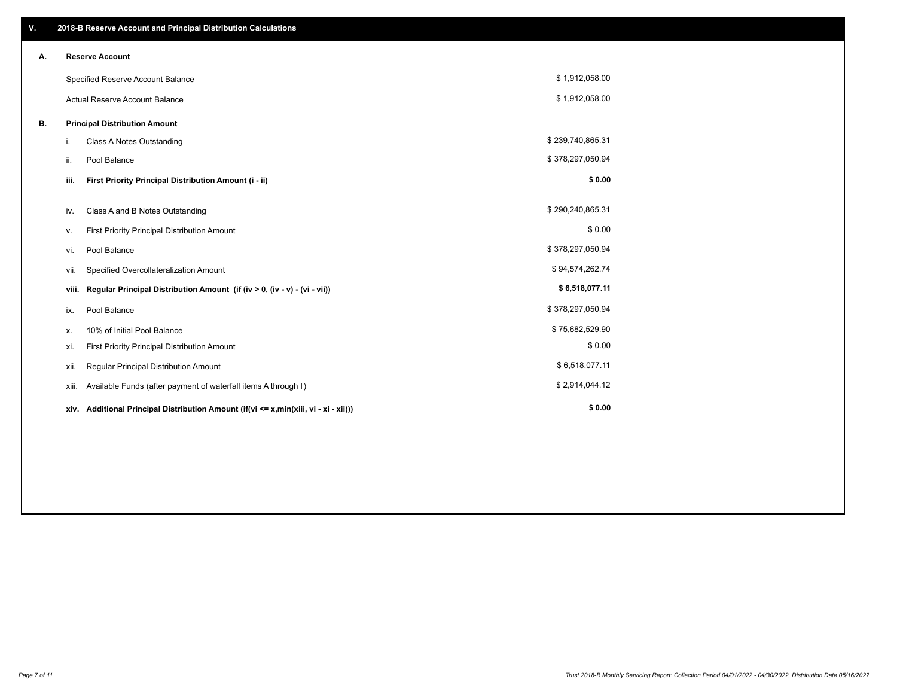## V. 2018-B Reserve Account and Principal Distribution Calculations

### A. Reserve Account

| | |
|---|---|
| Specified Reserve Account Balance | $ 1,912,058.00 |
| Actual Reserve Account Balance | $ 1,912,058.00 |

### B. Principal Distribution Amount

| | | |
|---|---|---|
| i. | Class A Notes Outstanding | $ 239,740,865.31 |
| ii. | Pool Balance | $ 378,297,050.94 |
| **iii.** | **First Priority Principal Distribution Amount (i - ii)** | **$ 0.00** |
| iv. | Class A and B Notes Outstanding | $ 290,240,865.31 |
| v. | First Priority Principal Distribution Amount | $ 0.00 |
| vi. | Pool Balance | $ 378,297,050.94 |
| vii. | Specified Overcollateralization Amount | $ 94,574,262.74 |
| **viii.** | **Regular Principal Distribution Amount (if (iv > 0, (iv - v) - (vi - vii))** | **$ 6,518,077.11** |
| ix. | Pool Balance | $ 378,297,050.94 |
| x. | 10% of Initial Pool Balance | $ 75,682,529.90 |
| xi. | First Priority Principal Distribution Amount | $ 0.00 |
| xii. | Regular Principal Distribution Amount | $ 6,518,077.11 |
| xiii. | Available Funds (after payment of waterfall items A through I) | $ 2,914,044.12 |
| **xiv.** | **Additional Principal Distribution Amount (if(vi <= x,min(xiii, vi - xi - xii)))** | **$ 0.00** |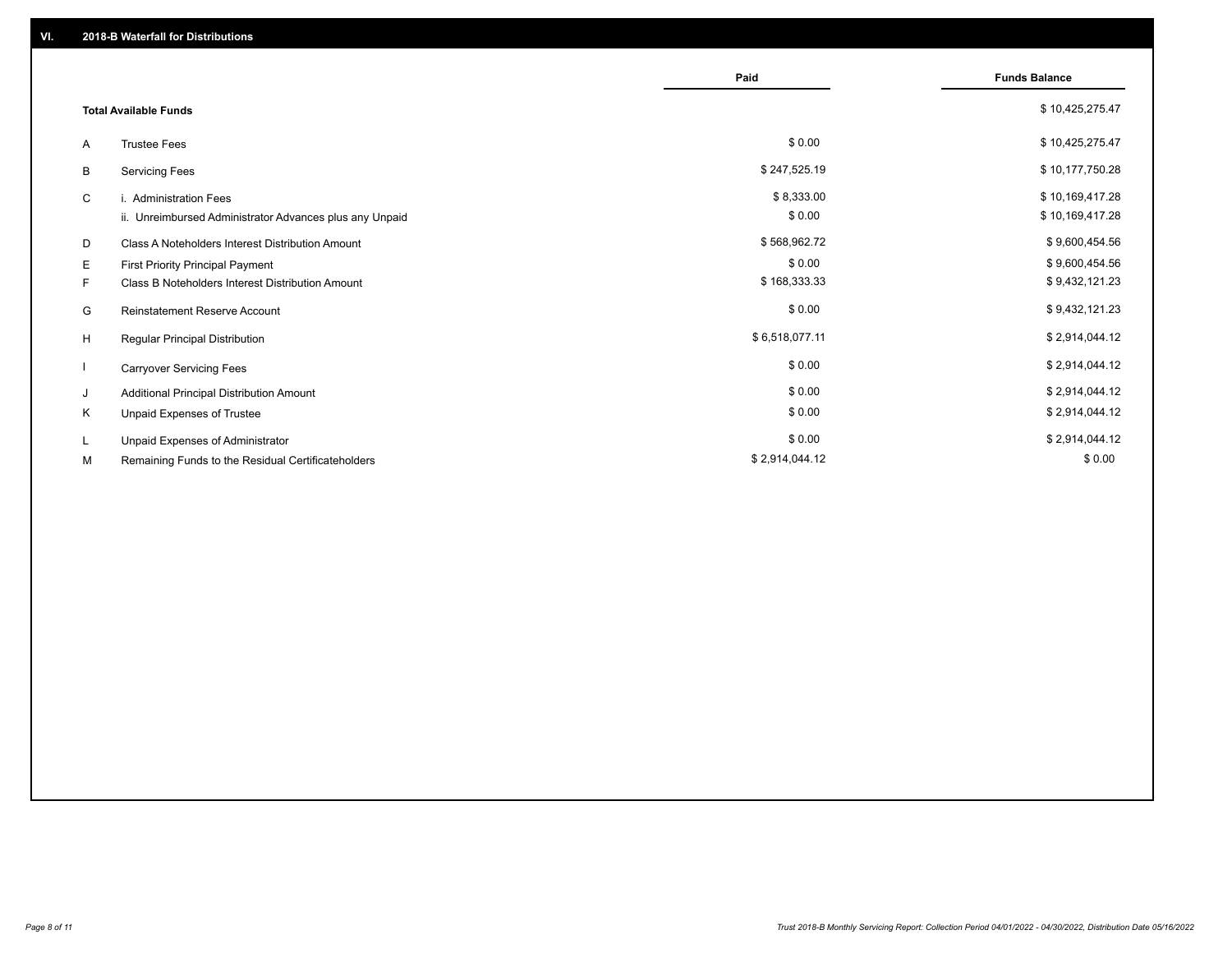## VI. 2018-B Waterfall for Distributions

| | | Paid | Funds Balance |
|---|---|---|---|
| | **Total Available Funds** | | $ 10,425,275.47 |
| A | Trustee Fees | $ 0.00 | $ 10,425,275.47 |
| B | Servicing Fees | $ 247,525.19 | $ 10,177,750.28 |
| C | i. Administration Fees | $ 8,333.00 | $ 10,169,417.28 |
| | ii. Unreimbursed Administrator Advances plus any Unpaid | $ 0.00 | $ 10,169,417.28 |
| D | Class A Noteholders Interest Distribution Amount | $ 568,962.72 | $ 9,600,454.56 |
| E | First Priority Principal Payment | $ 0.00 | $ 9,600,454.56 |
| F | Class B Noteholders Interest Distribution Amount | $ 168,333.33 | $ 9,432,121.23 |
| G | Reinstatement Reserve Account | $ 0.00 | $ 9,432,121.23 |
| H | Regular Principal Distribution | $ 6,518,077.11 | $ 2,914,044.12 |
| I | Carryover Servicing Fees | $ 0.00 | $ 2,914,044.12 |
| J | Additional Principal Distribution Amount | $ 0.00 | $ 2,914,044.12 |
| K | Unpaid Expenses of Trustee | $ 0.00 | $ 2,914,044.12 |
| L | Unpaid Expenses of Administrator | $ 0.00 | $ 2,914,044.12 |
| M | Remaining Funds to the Residual Certificateholders | $ 2,914,044.12 | $ 0.00 |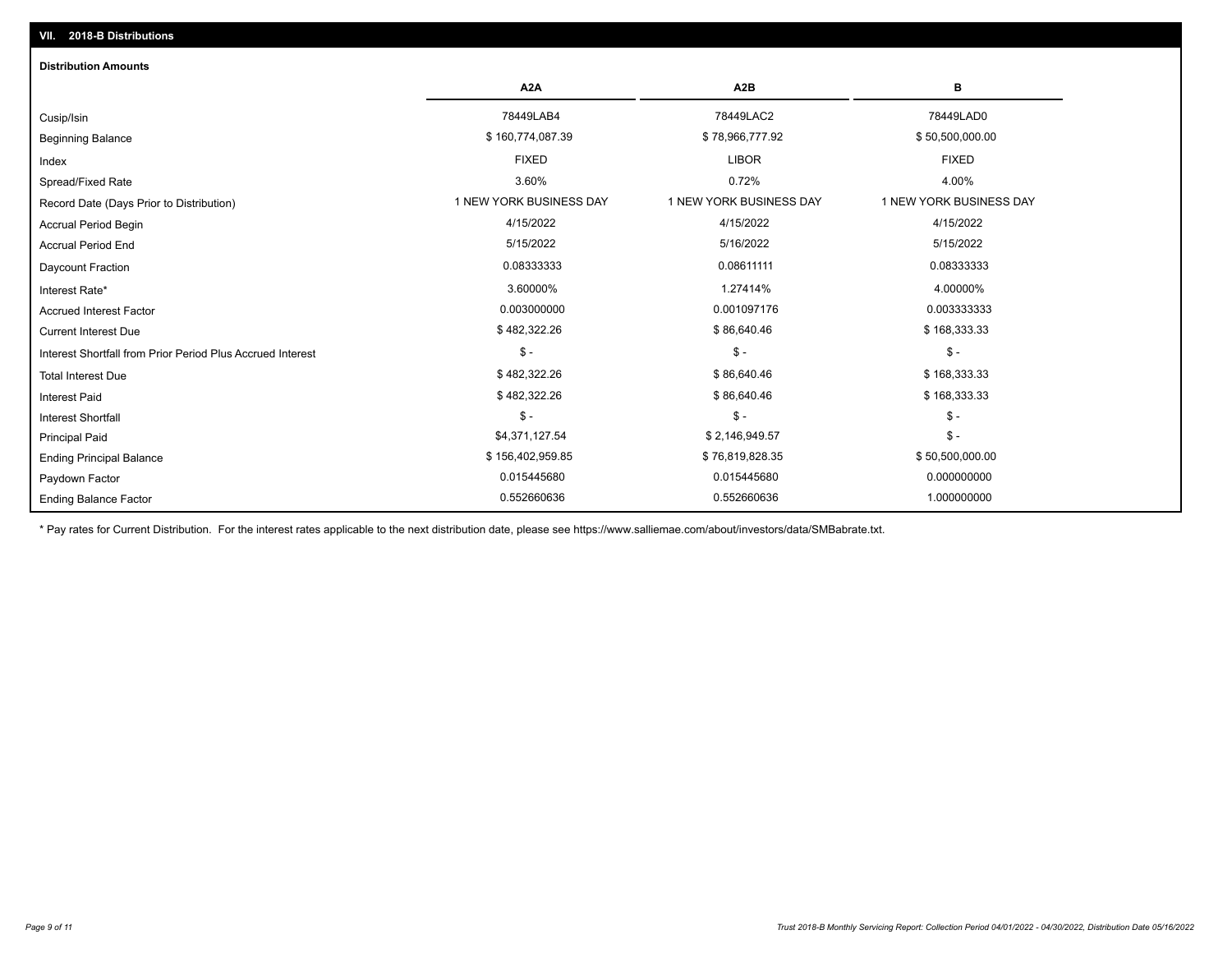## VII. 2018-B Distributions

### Distribution Amounts

| | A2A | A2B | B |
|---|---|---|---|
| Cusip/Isin | 78449LAB4 | 78449LAC2 | 78449LAD0 |
| Beginning Balance | $ 160,774,087.39 | $ 78,966,777.92 | $ 50,500,000.00 |
| Index | FIXED | LIBOR | FIXED |
| Spread/Fixed Rate | 3.60% | 0.72% | 4.00% |
| Record Date (Days Prior to Distribution) | 1 NEW YORK BUSINESS DAY | 1 NEW YORK BUSINESS DAY | 1 NEW YORK BUSINESS DAY |
| Accrual Period Begin | 4/15/2022 | 4/15/2022 | 4/15/2022 |
| Accrual Period End | 5/15/2022 | 5/16/2022 | 5/15/2022 |
| Daycount Fraction | 0.08333333 | 0.08611111 | 0.08333333 |
| Interest Rate* | 3.60000% | 1.27414% | 4.00000% |
| Accrued Interest Factor | 0.003000000 | 0.001097176 | 0.003333333 |
| Current Interest Due | $ 482,322.26 | $ 86,640.46 | $ 168,333.33 |
| Interest Shortfall from Prior Period Plus Accrued Interest | $ - | $ - | $ - |
| Total Interest Due | $ 482,322.26 | $ 86,640.46 | $ 168,333.33 |
| Interest Paid | $ 482,322.26 | $ 86,640.46 | $ 168,333.33 |
| Interest Shortfall | $ - | $ - | $ - |
| Principal Paid | $4,371,127.54 | $ 2,146,949.57 | $ - |
| Ending Principal Balance | $ 156,402,959.85 | $ 76,819,828.35 | $ 50,500,000.00 |
| Paydown Factor | 0.015445680 | 0.015445680 | 0.000000000 |
| Ending Balance Factor | 0.552660636 | 0.552660636 | 1.000000000 |

* Pay rates for Current Distribution. For the interest rates applicable to the next distribution date, please see https://www.salliemae.com/about/investors/data/SMBabrate.txt.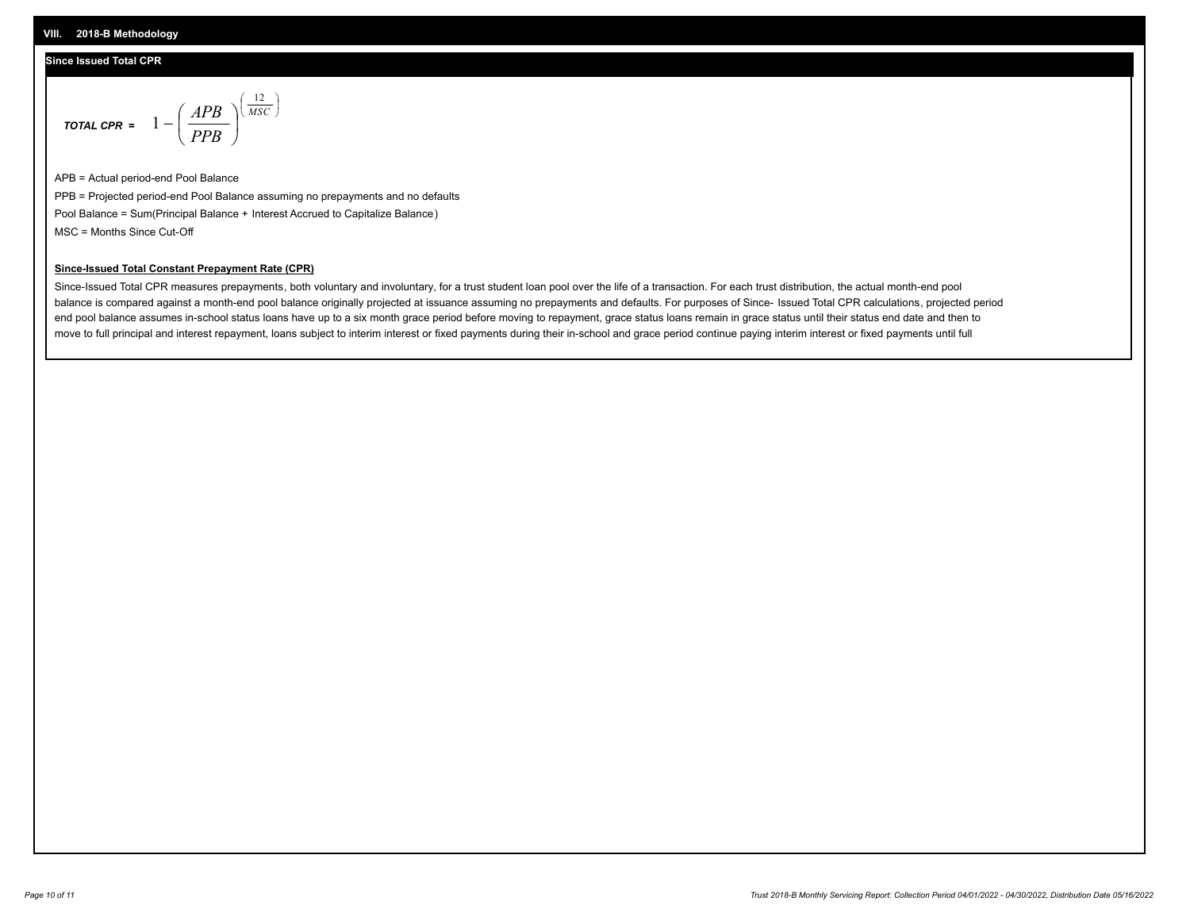## VIII. 2018-B Methodology

### Since Issued Total CPR

$$\textbf{TOTAL CPR} = 1 - \left( \frac{APB}{PPB} \right)^{\left( \frac{12}{MSC} \right)}$$

APB = Actual period-end Pool Balance

PPB = Projected period-end Pool Balance assuming no prepayments and no defaults

Pool Balance = Sum(Principal Balance + Interest Accrued to Capitalize Balance)

MSC = Months Since Cut-Off

**Since-Issued Total Constant Prepayment Rate (CPR)**

Since-Issued Total CPR measures prepayments, both voluntary and involuntary, for a trust student loan pool over the life of a transaction. For each trust distribution, the actual month-end pool balance is compared against a month-end pool balance originally projected at issuance assuming no prepayments and defaults. For purposes of Since- Issued Total CPR calculations, projected period end pool balance assumes in-school status loans have up to a six month grace period before moving to repayment, grace status loans remain in grace status until their status end date and then to move to full principal and interest repayment, loans subject to interim interest or fixed payments during their in-school and grace period continue paying interim interest or fixed payments until full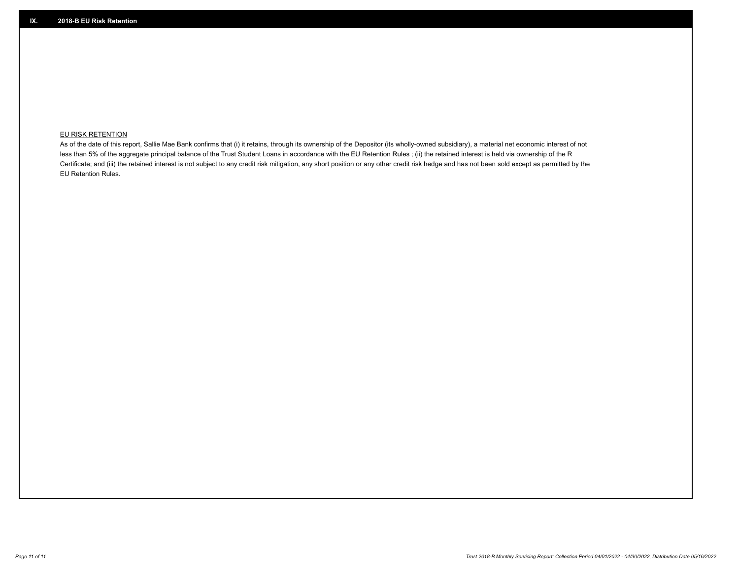## IX. 2018-B EU Risk Retention

EU RISK RETENTION

As of the date of this report, Sallie Mae Bank confirms that (i) it retains, through its ownership of the Depositor (its wholly-owned subsidiary), a material net economic interest of not less than 5% of the aggregate principal balance of the Trust Student Loans in accordance with the EU Retention Rules ; (ii) the retained interest is held via ownership of the R Certificate; and (iii) the retained interest is not subject to any credit risk mitigation, any short position or any other credit risk hedge and has not been sold except as permitted by the EU Retention Rules.